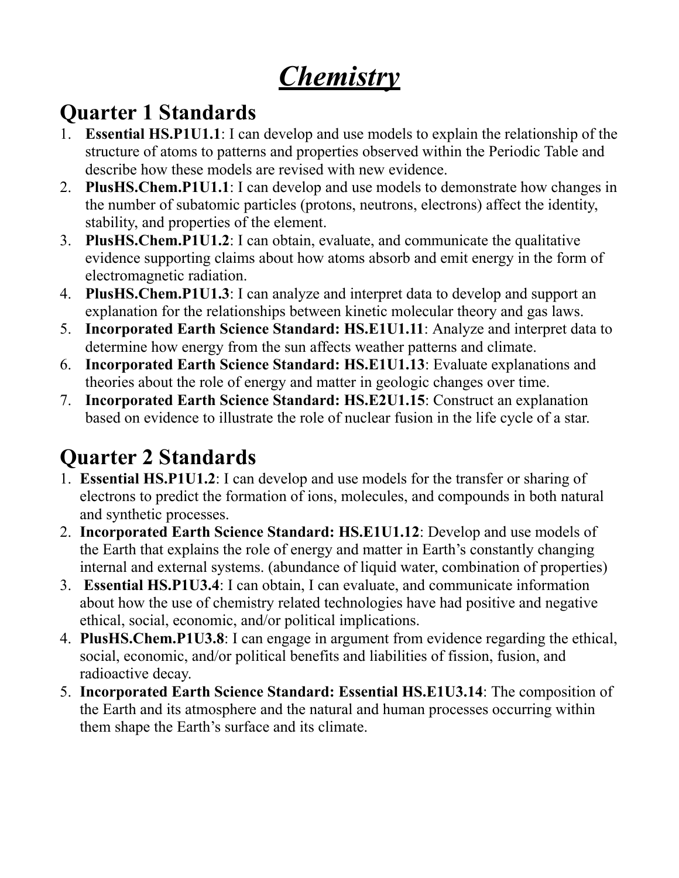# ***Chemistry***

## Quarter 1 Standards

1. **Essential HS.P1U1.1**: I can develop and use models to explain the relationship of the structure of atoms to patterns and properties observed within the Periodic Table and describe how these models are revised with new evidence.
2. **PlusHS.Chem.P1U1.1**: I can develop and use models to demonstrate how changes in the number of subatomic particles (protons, neutrons, electrons) affect the identity, stability, and properties of the element.
3. **PlusHS.Chem.P1U1.2**: I can obtain, evaluate, and communicate the qualitative evidence supporting claims about how atoms absorb and emit energy in the form of electromagnetic radiation.
4. **PlusHS.Chem.P1U1.3**: I can analyze and interpret data to develop and support an explanation for the relationships between kinetic molecular theory and gas laws.
5. **Incorporated Earth Science Standard: HS.E1U1.11**: Analyze and interpret data to determine how energy from the sun affects weather patterns and climate.
6. **Incorporated Earth Science Standard: HS.E1U1.13**: Evaluate explanations and theories about the role of energy and matter in geologic changes over time.
7. **Incorporated Earth Science Standard: HS.E2U1.15**: Construct an explanation based on evidence to illustrate the role of nuclear fusion in the life cycle of a star.

## Quarter 2 Standards

1. **Essential HS.P1U1.2**: I can develop and use models for the transfer or sharing of electrons to predict the formation of ions, molecules, and compounds in both natural and synthetic processes.
2. **Incorporated Earth Science Standard: HS.E1U1.12**: Develop and use models of the Earth that explains the role of energy and matter in Earth's constantly changing internal and external systems. (abundance of liquid water, combination of properties)
3. **Essential HS.P1U3.4**: I can obtain, I can evaluate, and communicate information about how the use of chemistry related technologies have had positive and negative ethical, social, economic, and/or political implications.
4. **PlusHS.Chem.P1U3.8**: I can engage in argument from evidence regarding the ethical, social, economic, and/or political benefits and liabilities of fission, fusion, and radioactive decay.
5. **Incorporated Earth Science Standard: Essential HS.E1U3.14**: The composition of the Earth and its atmosphere and the natural and human processes occurring within them shape the Earth's surface and its climate.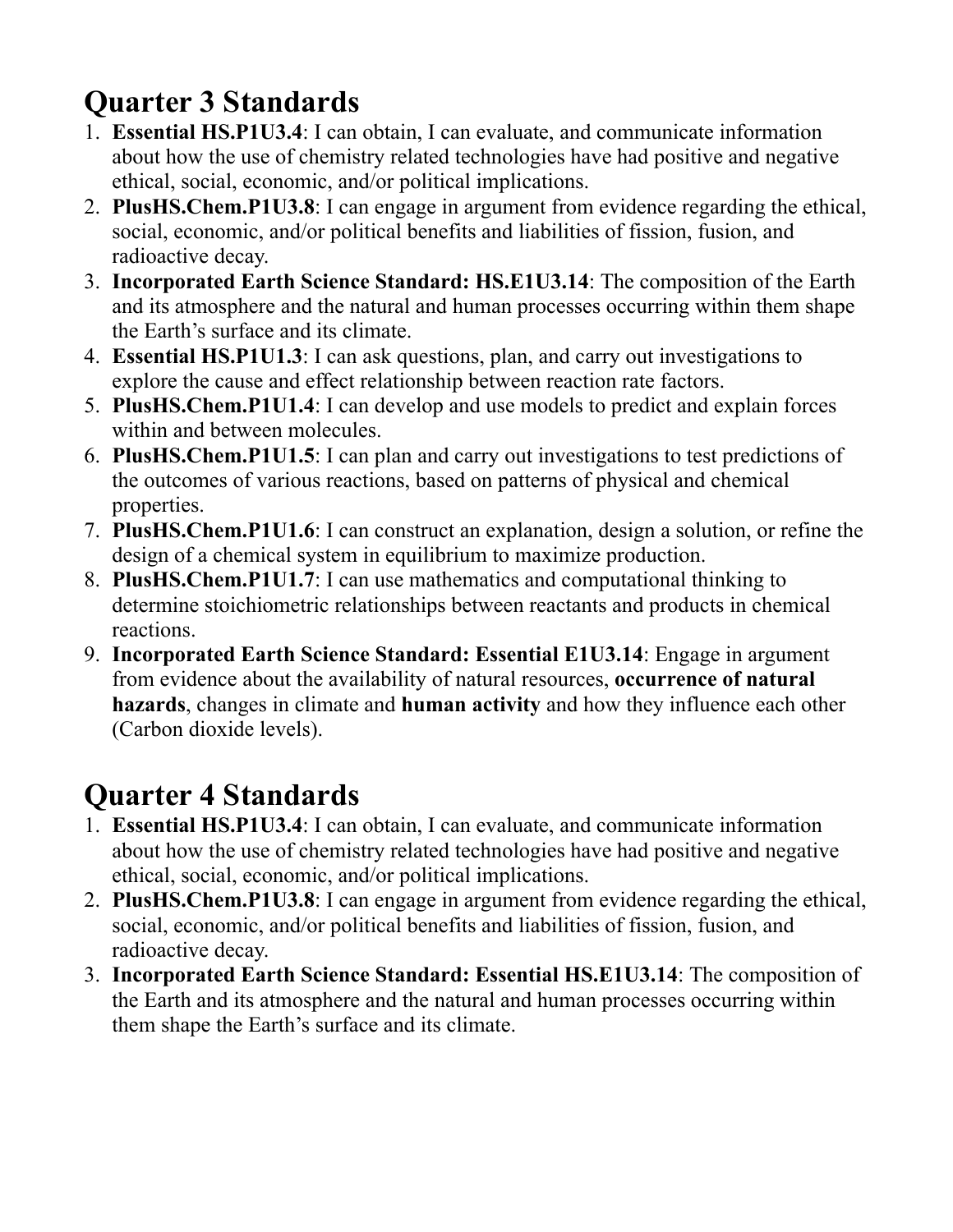## Quarter 3 Standards

1. **Essential HS.P1U3.4**: I can obtain, I can evaluate, and communicate information about how the use of chemistry related technologies have had positive and negative ethical, social, economic, and/or political implications.
2. **PlusHS.Chem.P1U3.8**: I can engage in argument from evidence regarding the ethical, social, economic, and/or political benefits and liabilities of fission, fusion, and radioactive decay.
3. **Incorporated Earth Science Standard: HS.E1U3.14**: The composition of the Earth and its atmosphere and the natural and human processes occurring within them shape the Earth's surface and its climate.
4. **Essential HS.P1U1.3**: I can ask questions, plan, and carry out investigations to explore the cause and effect relationship between reaction rate factors.
5. **PlusHS.Chem.P1U1.4**: I can develop and use models to predict and explain forces within and between molecules.
6. **PlusHS.Chem.P1U1.5**: I can plan and carry out investigations to test predictions of the outcomes of various reactions, based on patterns of physical and chemical properties.
7. **PlusHS.Chem.P1U1.6**: I can construct an explanation, design a solution, or refine the design of a chemical system in equilibrium to maximize production.
8. **PlusHS.Chem.P1U1.7**: I can use mathematics and computational thinking to determine stoichiometric relationships between reactants and products in chemical reactions.
9. **Incorporated Earth Science Standard: Essential E1U3.14**: Engage in argument from evidence about the availability of natural resources, **occurrence of natural hazards**, changes in climate and **human activity** and how they influence each other (Carbon dioxide levels).

## Quarter 4 Standards

1. **Essential HS.P1U3.4**: I can obtain, I can evaluate, and communicate information about how the use of chemistry related technologies have had positive and negative ethical, social, economic, and/or political implications.
2. **PlusHS.Chem.P1U3.8**: I can engage in argument from evidence regarding the ethical, social, economic, and/or political benefits and liabilities of fission, fusion, and radioactive decay.
3. **Incorporated Earth Science Standard: Essential HS.E1U3.14**: The composition of the Earth and its atmosphere and the natural and human processes occurring within them shape the Earth's surface and its climate.